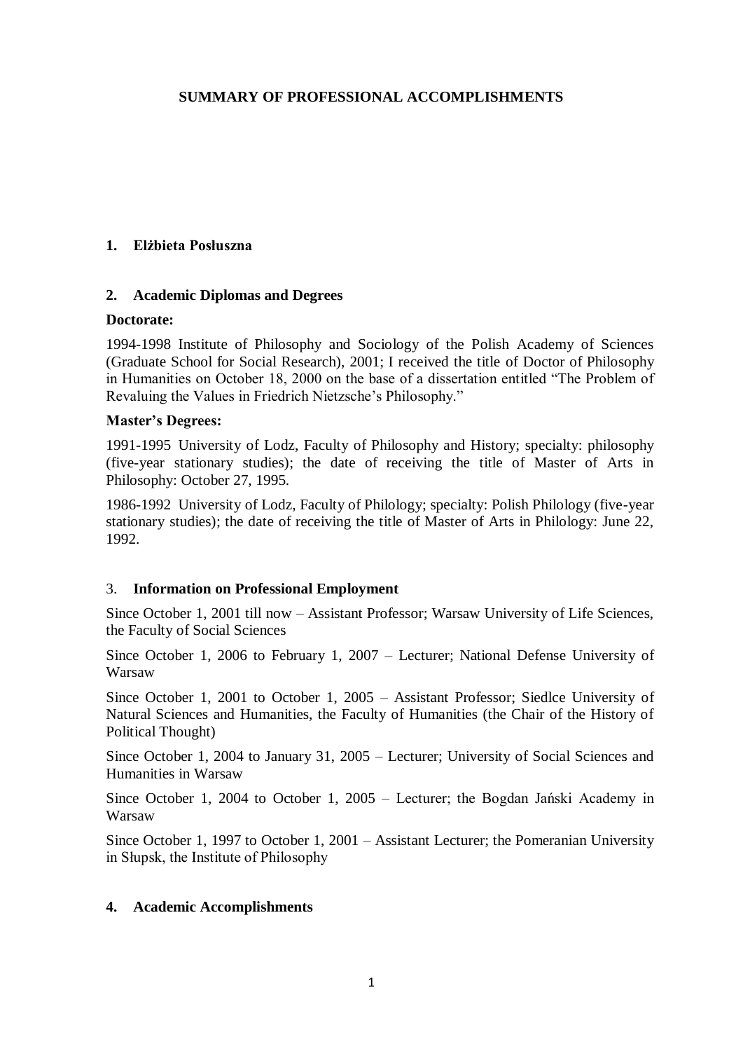# SUMMARY OF PROFESSIONAL ACCOMPLISHMENTS

## 1. Elżbieta Posłuszna

## 2. Academic Diplomas and Degrees

**Doctorate:**

1994-1998 Institute of Philosophy and Sociology of the Polish Academy of Sciences (Graduate School for Social Research), 2001; I received the title of Doctor of Philosophy in Humanities on October 18, 2000 on the base of a dissertation entitled "The Problem of Revaluing the Values in Friedrich Nietzsche's Philosophy."

**Master's Degrees:**

1991-1995 University of Lodz, Faculty of Philosophy and History; specialty: philosophy (five-year stationary studies); the date of receiving the title of Master of Arts in Philosophy: October 27, 1995.

1986-1992 University of Lodz, Faculty of Philology; specialty: Polish Philology (five-year stationary studies); the date of receiving the title of Master of Arts in Philology: June 22, 1992.

## 3. Information on Professional Employment

Since October 1, 2001 till now – Assistant Professor; Warsaw University of Life Sciences, the Faculty of Social Sciences

Since October 1, 2006 to February 1, 2007 – Lecturer; National Defense University of Warsaw

Since October 1, 2001 to October 1, 2005 – Assistant Professor; Siedlce University of Natural Sciences and Humanities, the Faculty of Humanities (the Chair of the History of Political Thought)

Since October 1, 2004 to January 31, 2005 – Lecturer; University of Social Sciences and Humanities in Warsaw

Since October 1, 2004 to October 1, 2005 – Lecturer; the Bogdan Jański Academy in Warsaw

Since October 1, 1997 to October 1, 2001 – Assistant Lecturer; the Pomeranian University in Słupsk, the Institute of Philosophy

## 4. Academic Accomplishments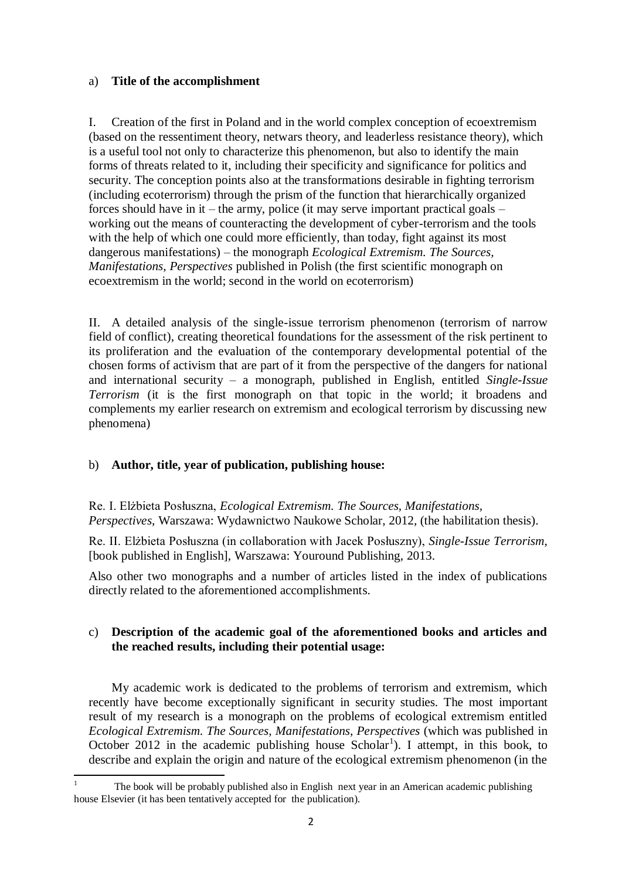a) **Title of the accomplishment**

I. Creation of the first in Poland and in the world complex conception of ecoextremism (based on the ressentiment theory, netwars theory, and leaderless resistance theory), which is a useful tool not only to characterize this phenomenon, but also to identify the main forms of threats related to it, including their specificity and significance for politics and security. The conception points also at the transformations desirable in fighting terrorism (including ecoterrorism) through the prism of the function that hierarchically organized forces should have in it – the army, police (it may serve important practical goals – working out the means of counteracting the development of cyber-terrorism and the tools with the help of which one could more efficiently, than today, fight against its most dangerous manifestations) – the monograph *Ecological Extremism. The Sources, Manifestations, Perspectives* published in Polish (the first scientific monograph on ecoextremism in the world; second in the world on ecoterrorism)

II. A detailed analysis of the single-issue terrorism phenomenon (terrorism of narrow field of conflict), creating theoretical foundations for the assessment of the risk pertinent to its proliferation and the evaluation of the contemporary developmental potential of the chosen forms of activism that are part of it from the perspective of the dangers for national and international security – a monograph, published in English, entitled *Single-Issue Terrorism* (it is the first monograph on that topic in the world; it broadens and complements my earlier research on extremism and ecological terrorism by discussing new phenomena)

b) **Author, title, year of publication, publishing house:**

Re. I. Elżbieta Posłuszna, *Ecological Extremism. The Sources, Manifestations, Perspectives*, Warszawa: Wydawnictwo Naukowe Scholar, 2012, (the habilitation thesis).

Re. II. Elżbieta Posłuszna (in collaboration with Jacek Posłuszny), *Single-Issue Terrorism*, [book published in English], Warszawa: Youround Publishing, 2013.

Also other two monographs and a number of articles listed in the index of publications directly related to the aforementioned accomplishments.

c) **Description of the academic goal of the aforementioned books and articles and the reached results, including their potential usage:**

My academic work is dedicated to the problems of terrorism and extremism, which recently have become exceptionally significant in security studies. The most important result of my research is a monograph on the problems of ecological extremism entitled *Ecological Extremism. The Sources, Manifestations, Perspectives* (which was published in October 2012 in the academic publishing house Scholar[1]). I attempt, in this book, to describe and explain the origin and nature of the ecological extremism phenomenon (in the

---

[1] The book will be probably published also in English next year in an American academic publishing house Elsevier (it has been tentatively accepted for the publication).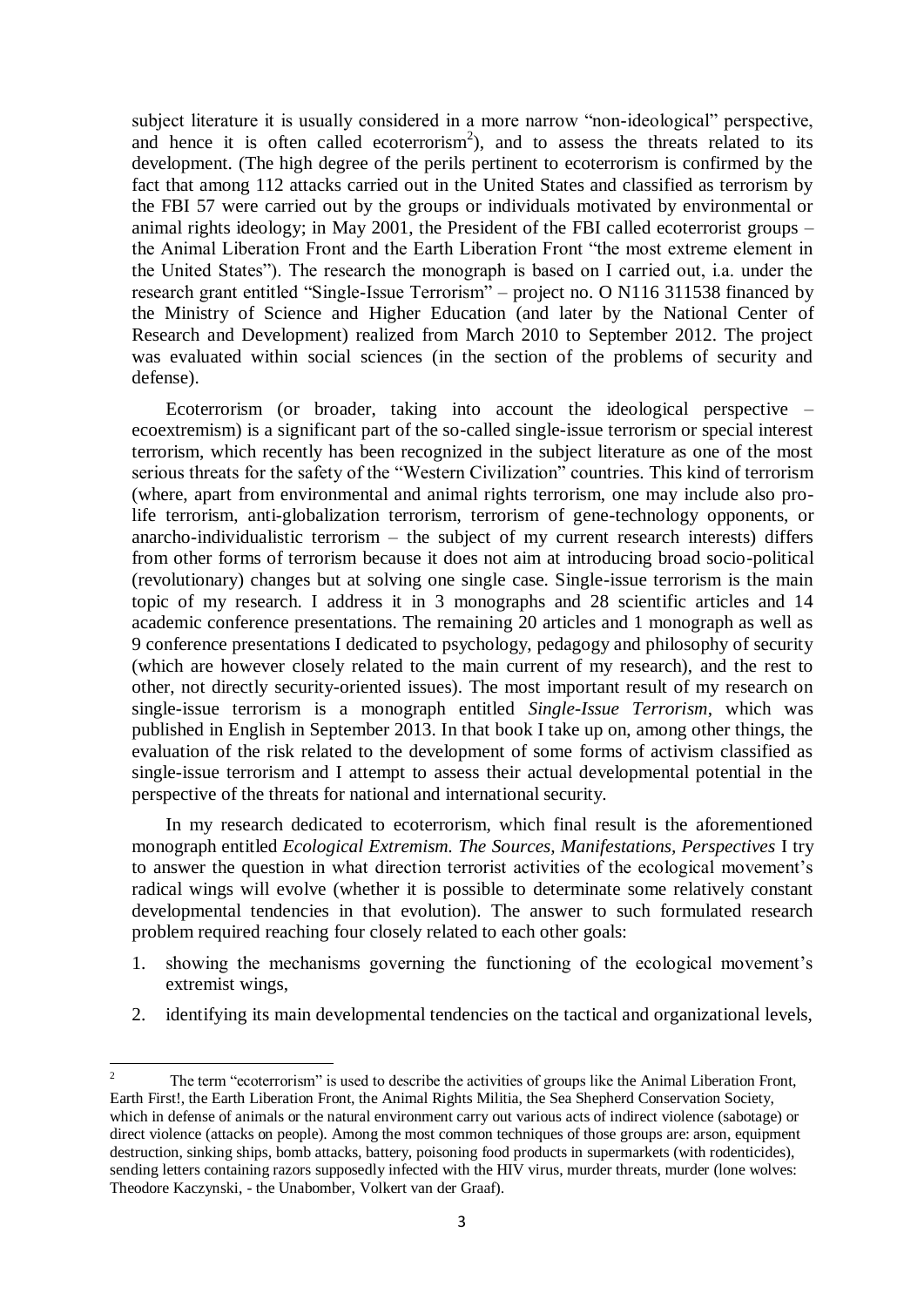subject literature it is usually considered in a more narrow "non-ideological" perspective, and hence it is often called ecoterrorism[2]), and to assess the threats related to its development. (The high degree of the perils pertinent to ecoterrorism is confirmed by the fact that among 112 attacks carried out in the United States and classified as terrorism by the FBI 57 were carried out by the groups or individuals motivated by environmental or animal rights ideology; in May 2001, the President of the FBI called ecoterrorist groups – the Animal Liberation Front and the Earth Liberation Front "the most extreme element in the United States"). The research the monograph is based on I carried out, i.a. under the research grant entitled "Single-Issue Terrorism" – project no. O N116 311538 financed by the Ministry of Science and Higher Education (and later by the National Center of Research and Development) realized from March 2010 to September 2012. The project was evaluated within social sciences (in the section of the problems of security and defense).

Ecoterrorism (or broader, taking into account the ideological perspective – ecoextremism) is a significant part of the so-called single-issue terrorism or special interest terrorism, which recently has been recognized in the subject literature as one of the most serious threats for the safety of the "Western Civilization" countries. This kind of terrorism (where, apart from environmental and animal rights terrorism, one may include also pro-life terrorism, anti-globalization terrorism, terrorism of gene-technology opponents, or anarcho-individualistic terrorism – the subject of my current research interests) differs from other forms of terrorism because it does not aim at introducing broad socio-political (revolutionary) changes but at solving one single case. Single-issue terrorism is the main topic of my research. I address it in 3 monographs and 28 scientific articles and 14 academic conference presentations. The remaining 20 articles and 1 monograph as well as 9 conference presentations I dedicated to psychology, pedagogy and philosophy of security (which are however closely related to the main current of my research), and the rest to other, not directly security-oriented issues). The most important result of my research on single-issue terrorism is a monograph entitled *Single-Issue Terrorism*, which was published in English in September 2013. In that book I take up on, among other things, the evaluation of the risk related to the development of some forms of activism classified as single-issue terrorism and I attempt to assess their actual developmental potential in the perspective of the threats for national and international security.

In my research dedicated to ecoterrorism, which final result is the aforementioned monograph entitled *Ecological Extremism. The Sources, Manifestations, Perspectives* I try to answer the question in what direction terrorist activities of the ecological movement's radical wings will evolve (whether it is possible to determinate some relatively constant developmental tendencies in that evolution). The answer to such formulated research problem required reaching four closely related to each other goals:

1. showing the mechanisms governing the functioning of the ecological movement's extremist wings,
2. identifying its main developmental tendencies on the tactical and organizational levels,

[2] The term "ecoterrorism" is used to describe the activities of groups like the Animal Liberation Front, Earth First!, the Earth Liberation Front, the Animal Rights Militia, the Sea Shepherd Conservation Society, which in defense of animals or the natural environment carry out various acts of indirect violence (sabotage) or direct violence (attacks on people). Among the most common techniques of those groups are: arson, equipment destruction, sinking ships, bomb attacks, battery, poisoning food products in supermarkets (with rodenticides), sending letters containing razors supposedly infected with the HIV virus, murder threats, murder (lone wolves: Theodore Kaczynski, - the Unabomber, Volkert van der Graaf).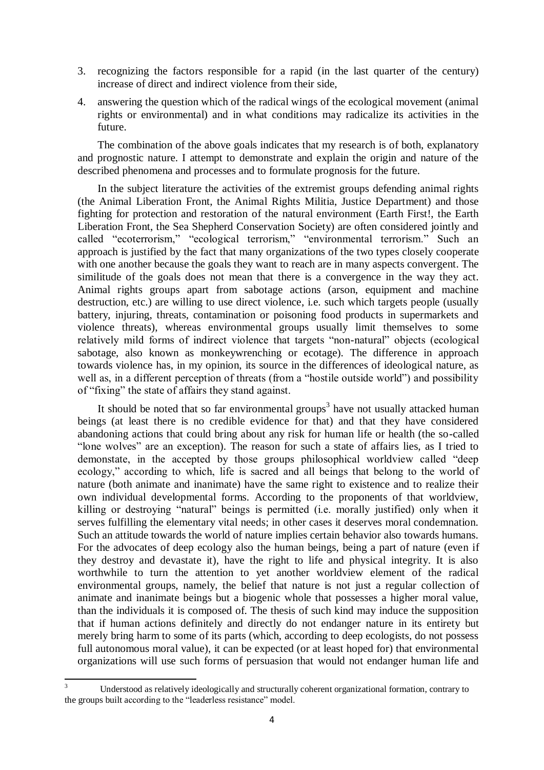3. recognizing the factors responsible for a rapid (in the last quarter of the century) increase of direct and indirect violence from their side,
4. answering the question which of the radical wings of the ecological movement (animal rights or environmental) and in what conditions may radicalize its activities in the future.

The combination of the above goals indicates that my research is of both, explanatory and prognostic nature. I attempt to demonstrate and explain the origin and nature of the described phenomena and processes and to formulate prognosis for the future.

In the subject literature the activities of the extremist groups defending animal rights (the Animal Liberation Front, the Animal Rights Militia, Justice Department) and those fighting for protection and restoration of the natural environment (Earth First!, the Earth Liberation Front, the Sea Shepherd Conservation Society) are often considered jointly and called "ecoterrorism," "ecological terrorism," "environmental terrorism." Such an approach is justified by the fact that many organizations of the two types closely cooperate with one another because the goals they want to reach are in many aspects convergent. The similitude of the goals does not mean that there is a convergence in the way they act. Animal rights groups apart from sabotage actions (arson, equipment and machine destruction, etc.) are willing to use direct violence, i.e. such which targets people (usually battery, injuring, threats, contamination or poisoning food products in supermarkets and violence threats), whereas environmental groups usually limit themselves to some relatively mild forms of indirect violence that targets "non-natural" objects (ecological sabotage, also known as monkeywrenching or ecotage). The difference in approach towards violence has, in my opinion, its source in the differences of ideological nature, as well as, in a different perception of threats (from a "hostile outside world") and possibility of "fixing" the state of affairs they stand against.

It should be noted that so far environmental groups[3] have not usually attacked human beings (at least there is no credible evidence for that) and that they have considered abandoning actions that could bring about any risk for human life or health (the so-called "lone wolves" are an exception). The reason for such a state of affairs lies, as I tried to demonstate, in the accepted by those groups philosophical worldview called "deep ecology," according to which, life is sacred and all beings that belong to the world of nature (both animate and inanimate) have the same right to existence and to realize their own individual developmental forms. According to the proponents of that worldview, killing or destroying "natural" beings is permitted (i.e. morally justified) only when it serves fulfilling the elementary vital needs; in other cases it deserves moral condemnation. Such an attitude towards the world of nature implies certain behavior also towards humans. For the advocates of deep ecology also the human beings, being a part of nature (even if they destroy and devastate it), have the right to life and physical integrity. It is also worthwhile to turn the attention to yet another worldview element of the radical environmental groups, namely, the belief that nature is not just a regular collection of animate and inanimate beings but a biogenic whole that possesses a higher moral value, than the individuals it is composed of. The thesis of such kind may induce the supposition that if human actions definitely and directly do not endanger nature in its entirety but merely bring harm to some of its parts (which, according to deep ecologists, do not possess full autonomous moral value), it can be expected (or at least hoped for) that environmental organizations will use such forms of persuasion that would not endanger human life and

[3] Understood as relatively ideologically and structurally coherent organizational formation, contrary to the groups built according to the "leaderless resistance" model.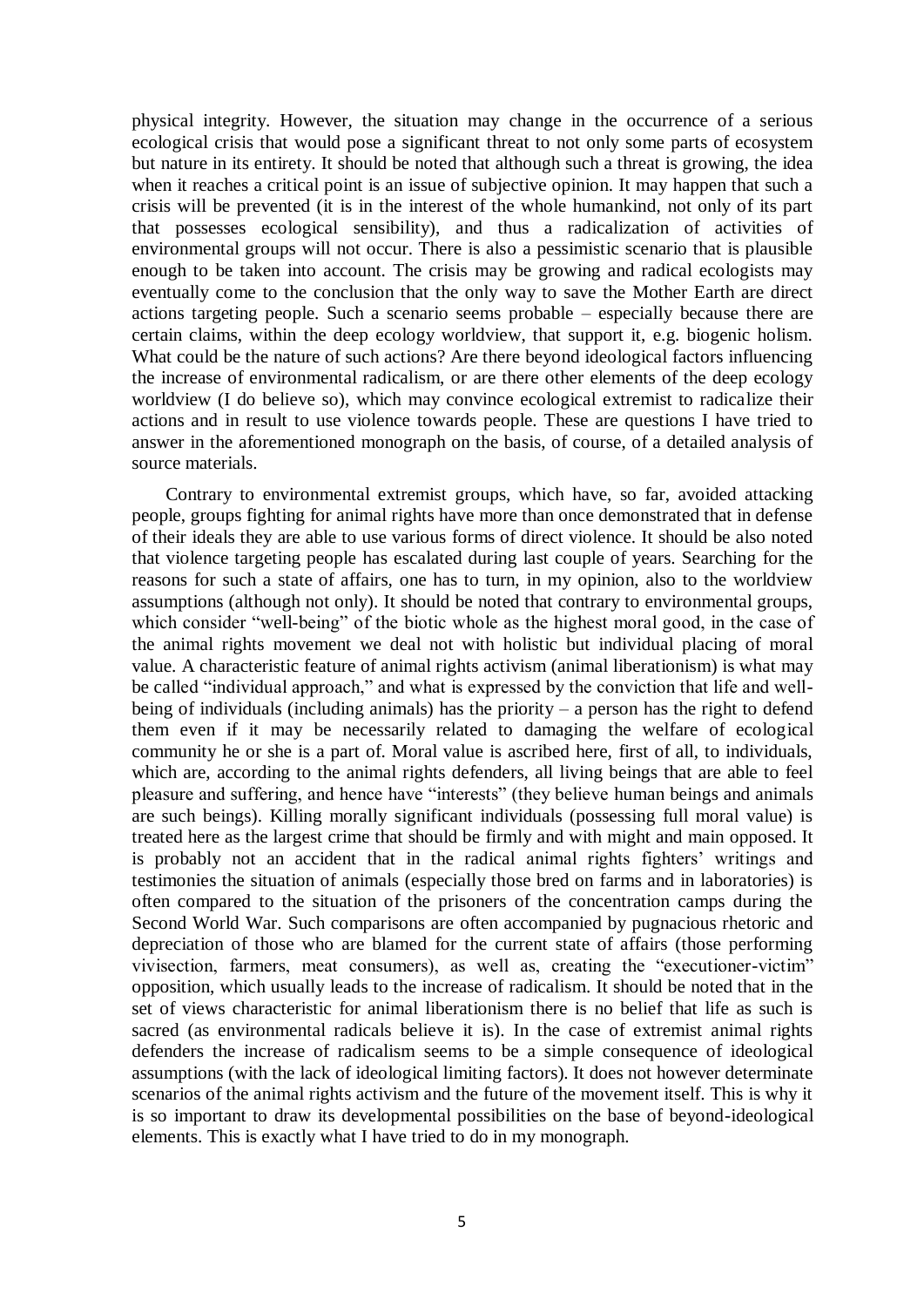physical integrity. However, the situation may change in the occurrence of a serious ecological crisis that would pose a significant threat to not only some parts of ecosystem but nature in its entirety. It should be noted that although such a threat is growing, the idea when it reaches a critical point is an issue of subjective opinion. It may happen that such a crisis will be prevented (it is in the interest of the whole humankind, not only of its part that possesses ecological sensibility), and thus a radicalization of activities of environmental groups will not occur. There is also a pessimistic scenario that is plausible enough to be taken into account. The crisis may be growing and radical ecologists may eventually come to the conclusion that the only way to save the Mother Earth are direct actions targeting people. Such a scenario seems probable – especially because there are certain claims, within the deep ecology worldview, that support it, e.g. biogenic holism. What could be the nature of such actions? Are there beyond ideological factors influencing the increase of environmental radicalism, or are there other elements of the deep ecology worldview (I do believe so), which may convince ecological extremist to radicalize their actions and in result to use violence towards people. These are questions I have tried to answer in the aforementioned monograph on the basis, of course, of a detailed analysis of source materials.

Contrary to environmental extremist groups, which have, so far, avoided attacking people, groups fighting for animal rights have more than once demonstrated that in defense of their ideals they are able to use various forms of direct violence. It should be also noted that violence targeting people has escalated during last couple of years. Searching for the reasons for such a state of affairs, one has to turn, in my opinion, also to the worldview assumptions (although not only). It should be noted that contrary to environmental groups, which consider "well-being" of the biotic whole as the highest moral good, in the case of the animal rights movement we deal not with holistic but individual placing of moral value. A characteristic feature of animal rights activism (animal liberationism) is what may be called "individual approach," and what is expressed by the conviction that life and well-being of individuals (including animals) has the priority – a person has the right to defend them even if it may be necessarily related to damaging the welfare of ecological community he or she is a part of. Moral value is ascribed here, first of all, to individuals, which are, according to the animal rights defenders, all living beings that are able to feel pleasure and suffering, and hence have "interests" (they believe human beings and animals are such beings). Killing morally significant individuals (possessing full moral value) is treated here as the largest crime that should be firmly and with might and main opposed. It is probably not an accident that in the radical animal rights fighters' writings and testimonies the situation of animals (especially those bred on farms and in laboratories) is often compared to the situation of the prisoners of the concentration camps during the Second World War. Such comparisons are often accompanied by pugnacious rhetoric and depreciation of those who are blamed for the current state of affairs (those performing vivisection, farmers, meat consumers), as well as, creating the "executioner-victim" opposition, which usually leads to the increase of radicalism. It should be noted that in the set of views characteristic for animal liberationism there is no belief that life as such is sacred (as environmental radicals believe it is). In the case of extremist animal rights defenders the increase of radicalism seems to be a simple consequence of ideological assumptions (with the lack of ideological limiting factors). It does not however determinate scenarios of the animal rights activism and the future of the movement itself. This is why it is so important to draw its developmental possibilities on the base of beyond-ideological elements. This is exactly what I have tried to do in my monograph.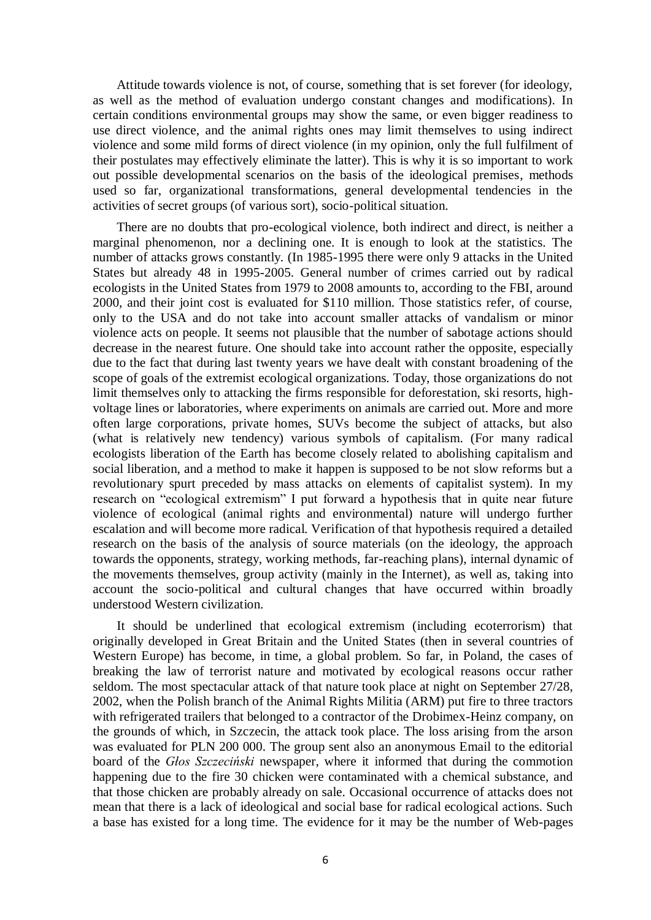Attitude towards violence is not, of course, something that is set forever (for ideology, as well as the method of evaluation undergo constant changes and modifications). In certain conditions environmental groups may show the same, or even bigger readiness to use direct violence, and the animal rights ones may limit themselves to using indirect violence and some mild forms of direct violence (in my opinion, only the full fulfilment of their postulates may effectively eliminate the latter). This is why it is so important to work out possible developmental scenarios on the basis of the ideological premises, methods used so far, organizational transformations, general developmental tendencies in the activities of secret groups (of various sort), socio-political situation.

There are no doubts that pro-ecological violence, both indirect and direct, is neither a marginal phenomenon, nor a declining one. It is enough to look at the statistics. The number of attacks grows constantly. (In 1985-1995 there were only 9 attacks in the United States but already 48 in 1995-2005. General number of crimes carried out by radical ecologists in the United States from 1979 to 2008 amounts to, according to the FBI, around 2000, and their joint cost is evaluated for $110 million. Those statistics refer, of course, only to the USA and do not take into account smaller attacks of vandalism or minor violence acts on people. It seems not plausible that the number of sabotage actions should decrease in the nearest future. One should take into account rather the opposite, especially due to the fact that during last twenty years we have dealt with constant broadening of the scope of goals of the extremist ecological organizations. Today, those organizations do not limit themselves only to attacking the firms responsible for deforestation, ski resorts, high-voltage lines or laboratories, where experiments on animals are carried out. More and more often large corporations, private homes, SUVs become the subject of attacks, but also (what is relatively new tendency) various symbols of capitalism. (For many radical ecologists liberation of the Earth has become closely related to abolishing capitalism and social liberation, and a method to make it happen is supposed to be not slow reforms but a revolutionary spurt preceded by mass attacks on elements of capitalist system). In my research on "ecological extremism" I put forward a hypothesis that in quite near future violence of ecological (animal rights and environmental) nature will undergo further escalation and will become more radical. Verification of that hypothesis required a detailed research on the basis of the analysis of source materials (on the ideology, the approach towards the opponents, strategy, working methods, far-reaching plans), internal dynamic of the movements themselves, group activity (mainly in the Internet), as well as, taking into account the socio-political and cultural changes that have occurred within broadly understood Western civilization.

It should be underlined that ecological extremism (including ecoterrorism) that originally developed in Great Britain and the United States (then in several countries of Western Europe) has become, in time, a global problem. So far, in Poland, the cases of breaking the law of terrorist nature and motivated by ecological reasons occur rather seldom. The most spectacular attack of that nature took place at night on September 27/28, 2002, when the Polish branch of the Animal Rights Militia (ARM) put fire to three tractors with refrigerated trailers that belonged to a contractor of the Drobimex-Heinz company, on the grounds of which, in Szczecin, the attack took place. The loss arising from the arson was evaluated for PLN 200 000. The group sent also an anonymous Email to the editorial board of the *Głos Szczeciński* newspaper, where it informed that during the commotion happening due to the fire 30 chicken were contaminated with a chemical substance, and that those chicken are probably already on sale. Occasional occurrence of attacks does not mean that there is a lack of ideological and social base for radical ecological actions. Such a base has existed for a long time. The evidence for it may be the number of Web-pages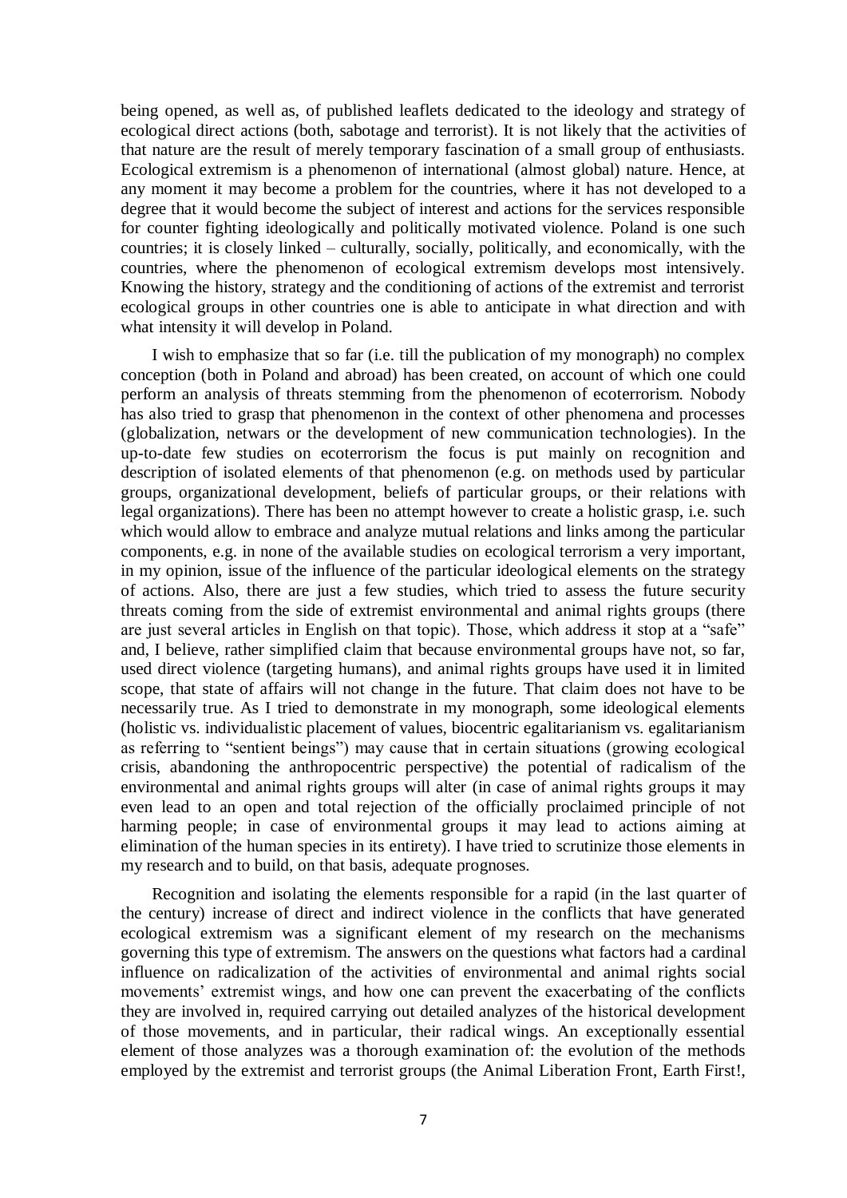being opened, as well as, of published leaflets dedicated to the ideology and strategy of ecological direct actions (both, sabotage and terrorist). It is not likely that the activities of that nature are the result of merely temporary fascination of a small group of enthusiasts. Ecological extremism is a phenomenon of international (almost global) nature. Hence, at any moment it may become a problem for the countries, where it has not developed to a degree that it would become the subject of interest and actions for the services responsible for counter fighting ideologically and politically motivated violence. Poland is one such countries; it is closely linked – culturally, socially, politically, and economically, with the countries, where the phenomenon of ecological extremism develops most intensively. Knowing the history, strategy and the conditioning of actions of the extremist and terrorist ecological groups in other countries one is able to anticipate in what direction and with what intensity it will develop in Poland.

I wish to emphasize that so far (i.e. till the publication of my monograph) no complex conception (both in Poland and abroad) has been created, on account of which one could perform an analysis of threats stemming from the phenomenon of ecoterrorism. Nobody has also tried to grasp that phenomenon in the context of other phenomena and processes (globalization, netwars or the development of new communication technologies). In the up-to-date few studies on ecoterrorism the focus is put mainly on recognition and description of isolated elements of that phenomenon (e.g. on methods used by particular groups, organizational development, beliefs of particular groups, or their relations with legal organizations). There has been no attempt however to create a holistic grasp, i.e. such which would allow to embrace and analyze mutual relations and links among the particular components, e.g. in none of the available studies on ecological terrorism a very important, in my opinion, issue of the influence of the particular ideological elements on the strategy of actions. Also, there are just a few studies, which tried to assess the future security threats coming from the side of extremist environmental and animal rights groups (there are just several articles in English on that topic). Those, which address it stop at a "safe" and, I believe, rather simplified claim that because environmental groups have not, so far, used direct violence (targeting humans), and animal rights groups have used it in limited scope, that state of affairs will not change in the future. That claim does not have to be necessarily true. As I tried to demonstrate in my monograph, some ideological elements (holistic vs. individualistic placement of values, biocentric egalitarianism vs. egalitarianism as referring to "sentient beings") may cause that in certain situations (growing ecological crisis, abandoning the anthropocentric perspective) the potential of radicalism of the environmental and animal rights groups will alter (in case of animal rights groups it may even lead to an open and total rejection of the officially proclaimed principle of not harming people; in case of environmental groups it may lead to actions aiming at elimination of the human species in its entirety). I have tried to scrutinize those elements in my research and to build, on that basis, adequate prognoses.

Recognition and isolating the elements responsible for a rapid (in the last quarter of the century) increase of direct and indirect violence in the conflicts that have generated ecological extremism was a significant element of my research on the mechanisms governing this type of extremism. The answers on the questions what factors had a cardinal influence on radicalization of the activities of environmental and animal rights social movements' extremist wings, and how one can prevent the exacerbating of the conflicts they are involved in, required carrying out detailed analyzes of the historical development of those movements, and in particular, their radical wings. An exceptionally essential element of those analyzes was a thorough examination of: the evolution of the methods employed by the extremist and terrorist groups (the Animal Liberation Front, Earth First!,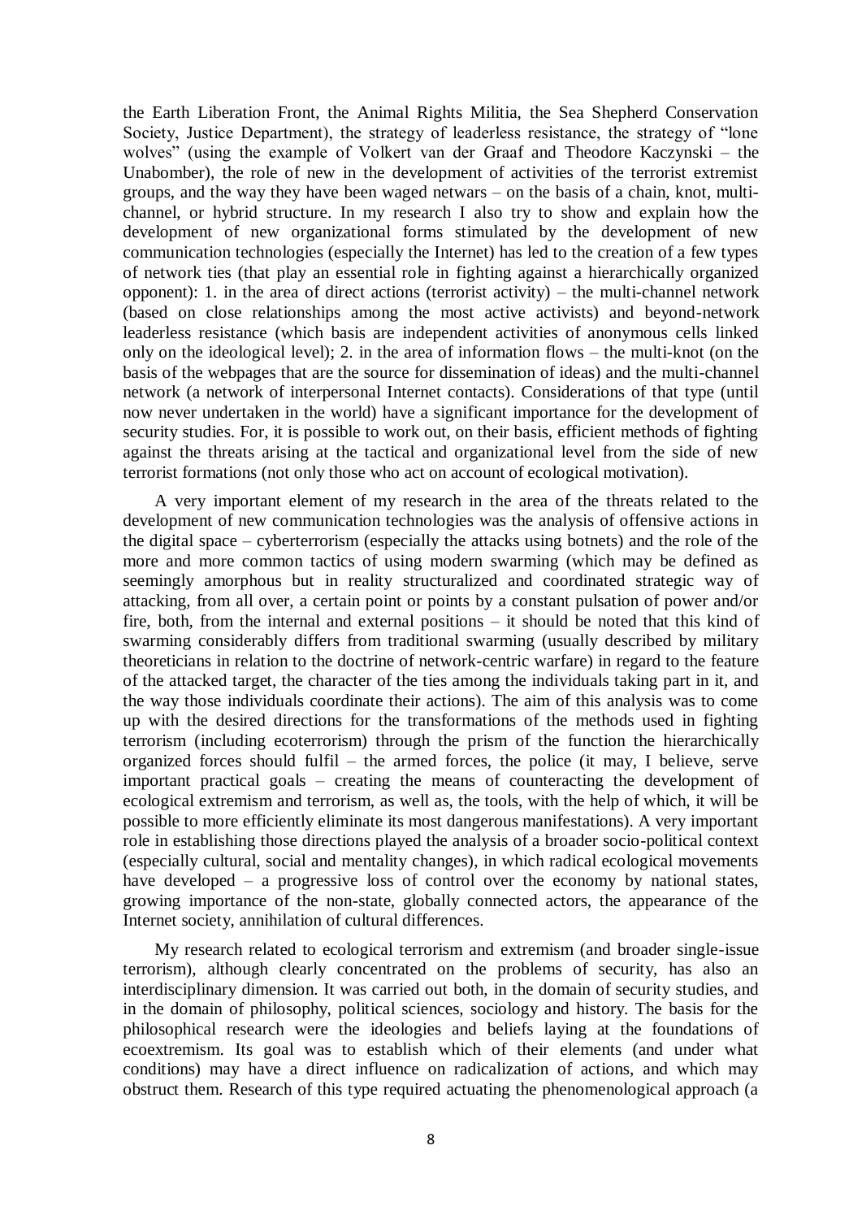the Earth Liberation Front, the Animal Rights Militia, the Sea Shepherd Conservation Society, Justice Department), the strategy of leaderless resistance, the strategy of "lone wolves" (using the example of Volkert van der Graaf and Theodore Kaczynski – the Unabomber), the role of new in the development of activities of the terrorist extremist groups, and the way they have been waged netwars – on the basis of a chain, knot, multi-channel, or hybrid structure. In my research I also try to show and explain how the development of new organizational forms stimulated by the development of new communication technologies (especially the Internet) has led to the creation of a few types of network ties (that play an essential role in fighting against a hierarchically organized opponent): 1. in the area of direct actions (terrorist activity) – the multi-channel network (based on close relationships among the most active activists) and beyond-network leaderless resistance (which basis are independent activities of anonymous cells linked only on the ideological level); 2. in the area of information flows – the multi-knot (on the basis of the webpages that are the source for dissemination of ideas) and the multi-channel network (a network of interpersonal Internet contacts). Considerations of that type (until now never undertaken in the world) have a significant importance for the development of security studies. For, it is possible to work out, on their basis, efficient methods of fighting against the threats arising at the tactical and organizational level from the side of new terrorist formations (not only those who act on account of ecological motivation).

A very important element of my research in the area of the threats related to the development of new communication technologies was the analysis of offensive actions in the digital space – cyberterrorism (especially the attacks using botnets) and the role of the more and more common tactics of using modern swarming (which may be defined as seemingly amorphous but in reality structuralized and coordinated strategic way of attacking, from all over, a certain point or points by a constant pulsation of power and/or fire, both, from the internal and external positions – it should be noted that this kind of swarming considerably differs from traditional swarming (usually described by military theoreticians in relation to the doctrine of network-centric warfare) in regard to the feature of the attacked target, the character of the ties among the individuals taking part in it, and the way those individuals coordinate their actions). The aim of this analysis was to come up with the desired directions for the transformations of the methods used in fighting terrorism (including ecoterrorism) through the prism of the function the hierarchically organized forces should fulfil – the armed forces, the police (it may, I believe, serve important practical goals – creating the means of counteracting the development of ecological extremism and terrorism, as well as, the tools, with the help of which, it will be possible to more efficiently eliminate its most dangerous manifestations). A very important role in establishing those directions played the analysis of a broader socio-political context (especially cultural, social and mentality changes), in which radical ecological movements have developed – a progressive loss of control over the economy by national states, growing importance of the non-state, globally connected actors, the appearance of the Internet society, annihilation of cultural differences.

My research related to ecological terrorism and extremism (and broader single-issue terrorism), although clearly concentrated on the problems of security, has also an interdisciplinary dimension. It was carried out both, in the domain of security studies, and in the domain of philosophy, political sciences, sociology and history. The basis for the philosophical research were the ideologies and beliefs laying at the foundations of ecoextremism. Its goal was to establish which of their elements (and under what conditions) may have a direct influence on radicalization of actions, and which may obstruct them. Research of this type required actuating the phenomenological approach (a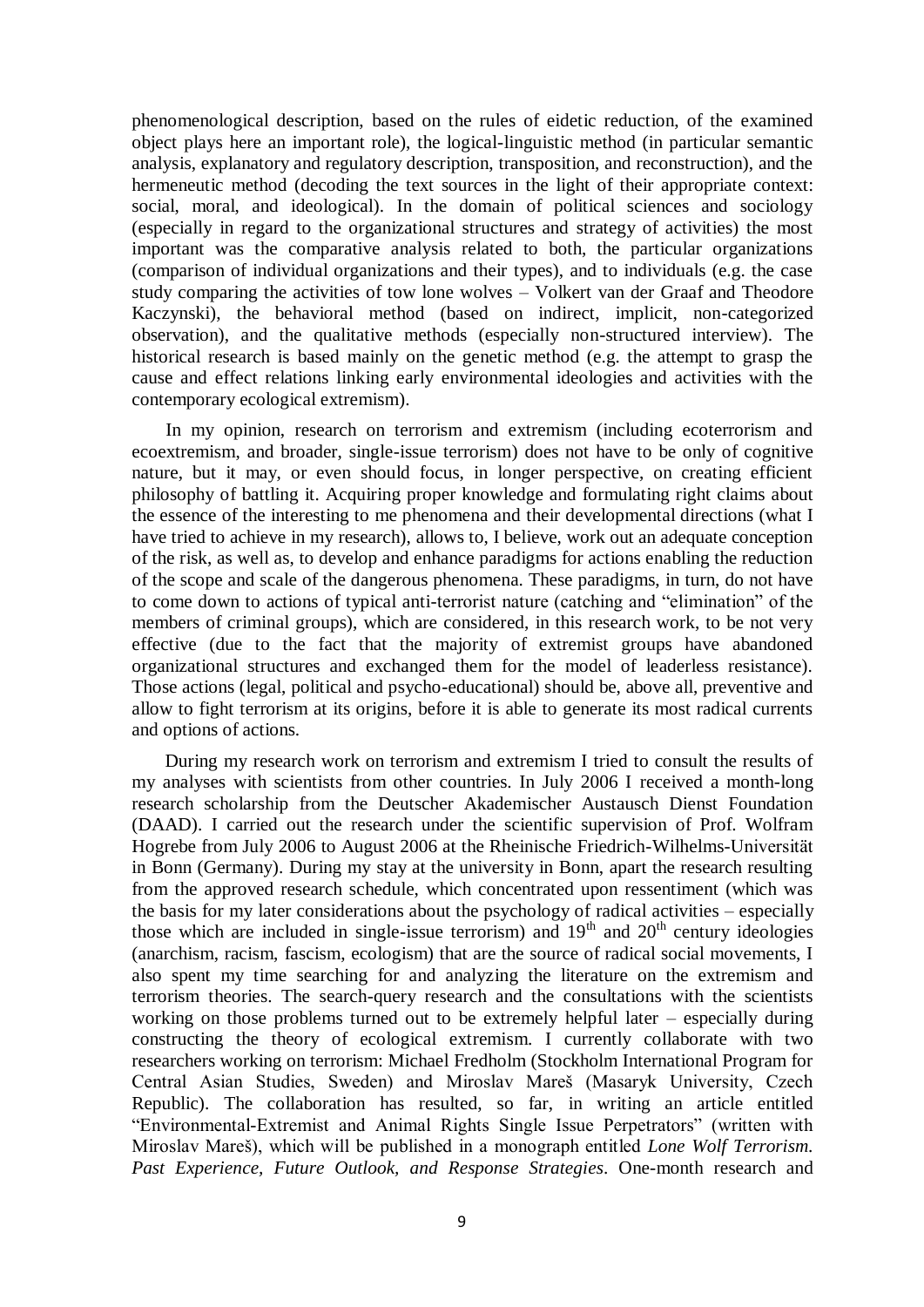phenomenological description, based on the rules of eidetic reduction, of the examined object plays here an important role), the logical-linguistic method (in particular semantic analysis, explanatory and regulatory description, transposition, and reconstruction), and the hermeneutic method (decoding the text sources in the light of their appropriate context: social, moral, and ideological). In the domain of political sciences and sociology (especially in regard to the organizational structures and strategy of activities) the most important was the comparative analysis related to both, the particular organizations (comparison of individual organizations and their types), and to individuals (e.g. the case study comparing the activities of tow lone wolves – Volkert van der Graaf and Theodore Kaczynski), the behavioral method (based on indirect, implicit, non-categorized observation), and the qualitative methods (especially non-structured interview). The historical research is based mainly on the genetic method (e.g. the attempt to grasp the cause and effect relations linking early environmental ideologies and activities with the contemporary ecological extremism).

In my opinion, research on terrorism and extremism (including ecoterrorism and ecoextremism, and broader, single-issue terrorism) does not have to be only of cognitive nature, but it may, or even should focus, in longer perspective, on creating efficient philosophy of battling it. Acquiring proper knowledge and formulating right claims about the essence of the interesting to me phenomena and their developmental directions (what I have tried to achieve in my research), allows to, I believe, work out an adequate conception of the risk, as well as, to develop and enhance paradigms for actions enabling the reduction of the scope and scale of the dangerous phenomena. These paradigms, in turn, do not have to come down to actions of typical anti-terrorist nature (catching and "elimination" of the members of criminal groups), which are considered, in this research work, to be not very effective (due to the fact that the majority of extremist groups have abandoned organizational structures and exchanged them for the model of leaderless resistance). Those actions (legal, political and psycho-educational) should be, above all, preventive and allow to fight terrorism at its origins, before it is able to generate its most radical currents and options of actions.

During my research work on terrorism and extremism I tried to consult the results of my analyses with scientists from other countries. In July 2006 I received a month-long research scholarship from the Deutscher Akademischer Austausch Dienst Foundation (DAAD). I carried out the research under the scientific supervision of Prof. Wolfram Hogrebe from July 2006 to August 2006 at the Rheinische Friedrich-Wilhelms-Universität in Bonn (Germany). During my stay at the university in Bonn, apart the research resulting from the approved research schedule, which concentrated upon ressentiment (which was the basis for my later considerations about the psychology of radical activities – especially those which are included in single-issue terrorism) and 19th and 20th century ideologies (anarchism, racism, fascism, ecologism) that are the source of radical social movements, I also spent my time searching for and analyzing the literature on the extremism and terrorism theories. The search-query research and the consultations with the scientists working on those problems turned out to be extremely helpful later – especially during constructing the theory of ecological extremism. I currently collaborate with two researchers working on terrorism: Michael Fredholm (Stockholm International Program for Central Asian Studies, Sweden) and Miroslav Mareš (Masaryk University, Czech Republic). The collaboration has resulted, so far, in writing an article entitled "Environmental-Extremist and Animal Rights Single Issue Perpetrators" (written with Miroslav Mareš), which will be published in a monograph entitled *Lone Wolf Terrorism. Past Experience, Future Outlook, and Response Strategies*. One-month research and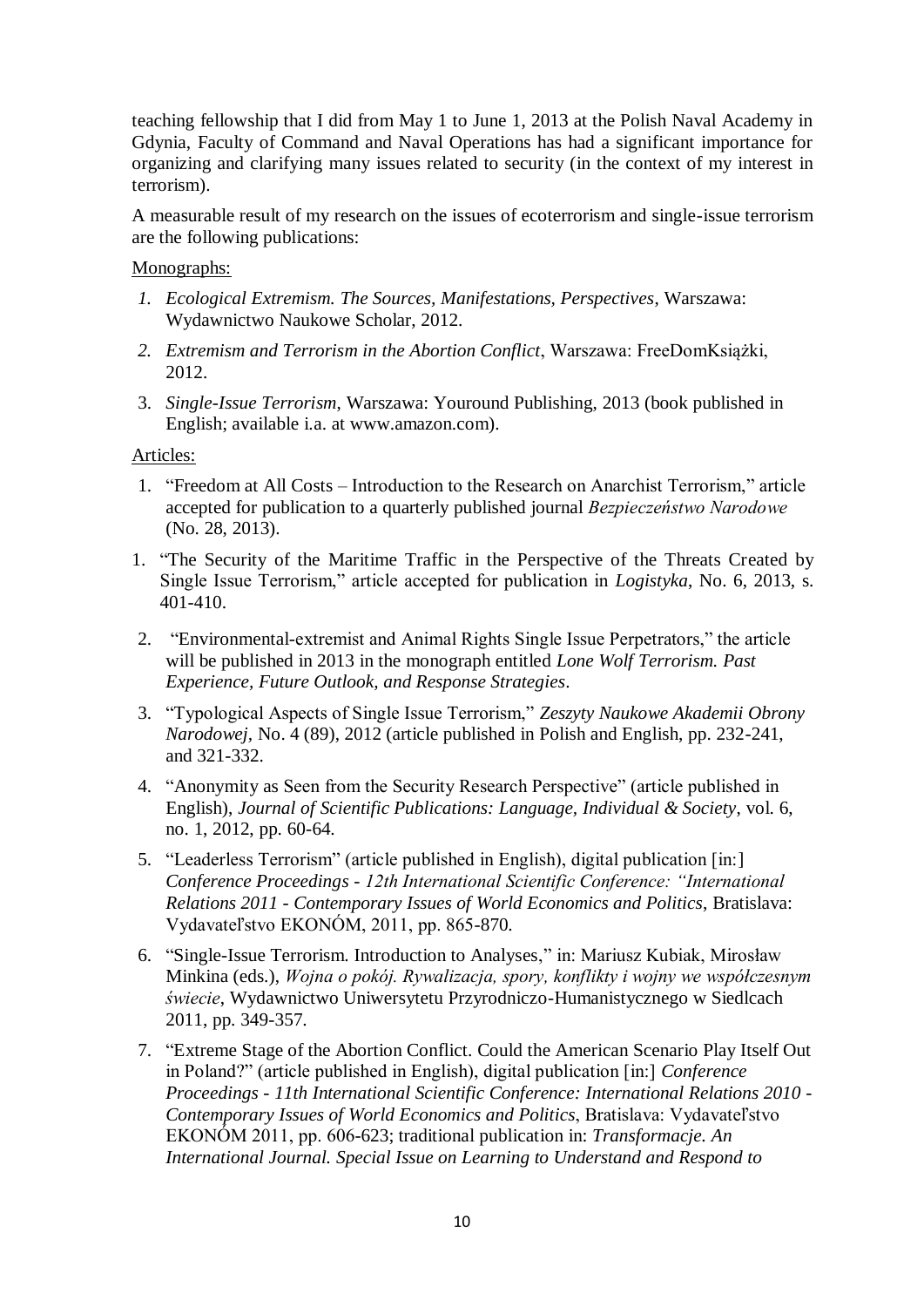teaching fellowship that I did from May 1 to June 1, 2013 at the Polish Naval Academy in Gdynia, Faculty of Command and Naval Operations has had a significant importance for organizing and clarifying many issues related to security (in the context of my interest in terrorism).

A measurable result of my research on the issues of ecoterrorism and single-issue terrorism are the following publications:

Monographs:

1. *Ecological Extremism. The Sources, Manifestations, Perspectives*, Warszawa: Wydawnictwo Naukowe Scholar, 2012.
2. *Extremism and Terrorism in the Abortion Conflict*, Warszawa: FreeDomKsiążki, 2012.
3. *Single-Issue Terrorism*, Warszawa: Youround Publishing, 2013 (book published in English; available i.a. at www.amazon.com).

Articles:

1. "Freedom at All Costs – Introduction to the Research on Anarchist Terrorism," article accepted for publication to a quarterly published journal *Bezpieczeństwo Narodowe* (No. 28, 2013).
1. "The Security of the Maritime Traffic in the Perspective of the Threats Created by Single Issue Terrorism," article accepted for publication in *Logistyka*, No. 6, 2013, s. 401-410.
2. "Environmental-extremist and Animal Rights Single Issue Perpetrators," the article will be published in 2013 in the monograph entitled *Lone Wolf Terrorism. Past Experience, Future Outlook, and Response Strategies*.
3. "Typological Aspects of Single Issue Terrorism," *Zeszyty Naukowe Akademii Obrony Narodowej*, No. 4 (89), 2012 (article published in Polish and English, pp. 232-241, and 321-332.
4. "Anonymity as Seen from the Security Research Perspective" (article published in English), *Journal of Scientific Publications: Language, Individual & Society*, vol. 6, no. 1, 2012, pp. 60-64.
5. "Leaderless Terrorism" (article published in English), digital publication [in:] *Conference Proceedings - 12th International Scientific Conference: "International Relations 2011 - Contemporary Issues of World Economics and Politics*, Bratislava: Vydavateľstvo EKONÓM, 2011, pp. 865-870.
6. "Single-Issue Terrorism. Introduction to Analyses," in: Mariusz Kubiak, Mirosław Minkina (eds.), *Wojna o pokój. Rywalizacja, spory, konflikty i wojny we współczesnym świecie*, Wydawnictwo Uniwersytetu Przyrodniczo-Humanistycznego w Siedlcach 2011, pp. 349-357.
7. "Extreme Stage of the Abortion Conflict. Could the American Scenario Play Itself Out in Poland?" (article published in English), digital publication [in:] *Conference Proceedings - 11th International Scientific Conference: International Relations 2010 - Contemporary Issues of World Economics and Politics*, Bratislava: Vydavateľstvo EKONÓM 2011, pp. 606-623; traditional publication in: *Transformacje. An International Journal. Special Issue on Learning to Understand and Respond to*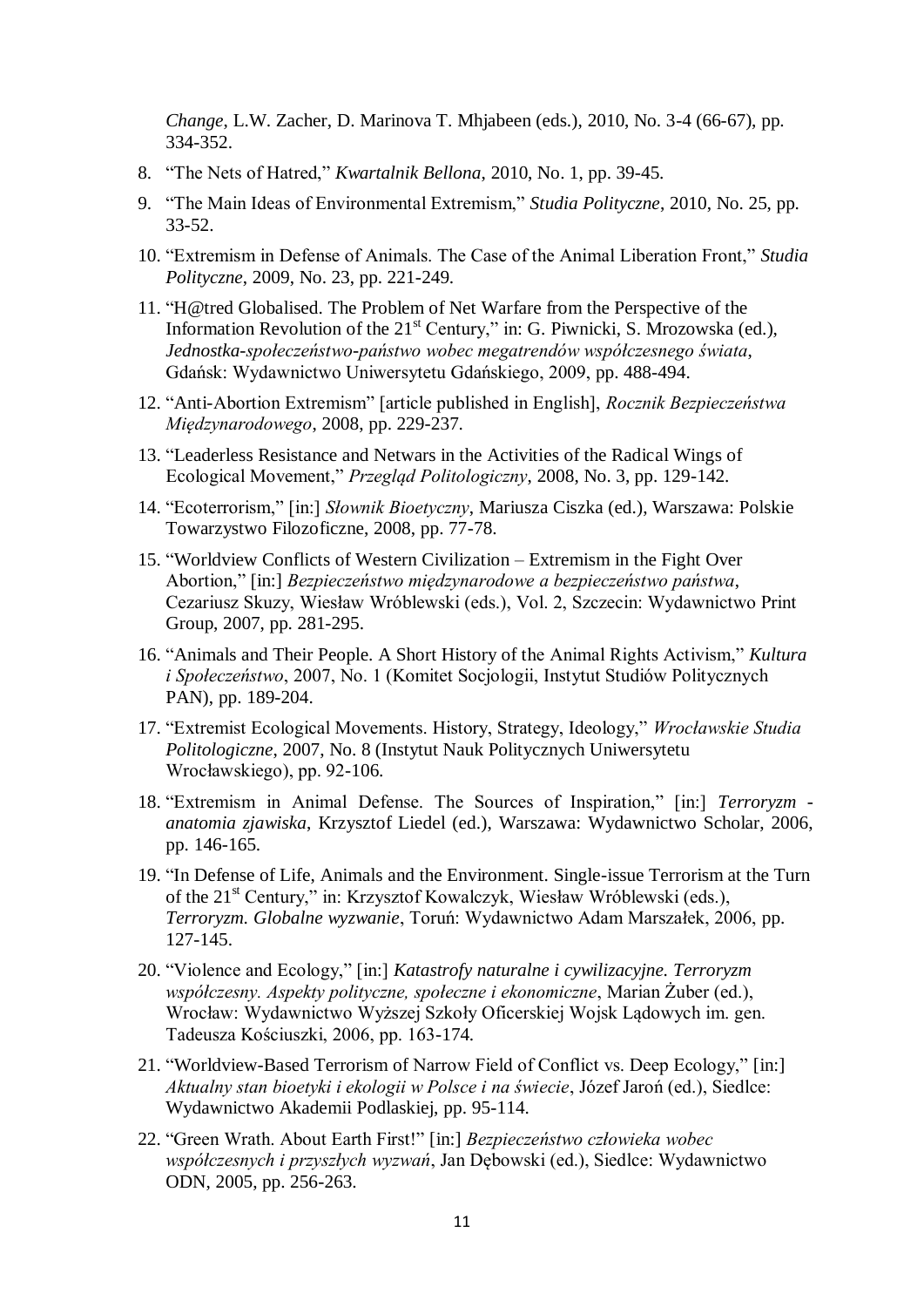*Change*, L.W. Zacher, D. Marinova T. Mhjabeen (eds.), 2010, No. 3-4 (66-67), pp. 334-352.

8. "The Nets of Hatred," *Kwartalnik Bellona*, 2010, No. 1, pp. 39-45.
9. "The Main Ideas of Environmental Extremism," *Studia Polityczne*, 2010, No. 25, pp. 33-52.
10. "Extremism in Defense of Animals. The Case of the Animal Liberation Front," *Studia Polityczne*, 2009, No. 23, pp. 221-249.
11. "H@tred Globalised. The Problem of Net Warfare from the Perspective of the Information Revolution of the 21st Century," in: G. Piwnicki, S. Mrozowska (ed.), *Jednostka-społeczeństwo-państwo wobec megatrendów współczesnego świata*, Gdańsk: Wydawnictwo Uniwersytetu Gdańskiego, 2009, pp. 488-494.
12. "Anti-Abortion Extremism" [article published in English], *Rocznik Bezpieczeństwa Międzynarodowego*, 2008, pp. 229-237.
13. "Leaderless Resistance and Netwars in the Activities of the Radical Wings of Ecological Movement," *Przegląd Politologiczny*, 2008, No. 3, pp. 129-142.
14. "Ecoterrorism," [in:] *Słownik Bioetyczny*, Mariusza Ciszka (ed.), Warszawa: Polskie Towarzystwo Filozoficzne, 2008, pp. 77-78.
15. "Worldview Conflicts of Western Civilization – Extremism in the Fight Over Abortion," [in:] *Bezpieczeństwo międzynarodowe a bezpieczeństwo państwa*, Cezariusz Skuzy, Wiesław Wróblewski (eds.), Vol. 2, Szczecin: Wydawnictwo Print Group, 2007, pp. 281-295.
16. "Animals and Their People. A Short History of the Animal Rights Activism," *Kultura i Społeczeństwo*, 2007, No. 1 (Komitet Socjologii, Instytut Studiów Politycznych PAN), pp. 189-204.
17. "Extremist Ecological Movements. History, Strategy, Ideology," *Wrocławskie Studia Politologiczne*, 2007, No. 8 (Instytut Nauk Politycznych Uniwersytetu Wrocławskiego), pp. 92-106.
18. "Extremism in Animal Defense. The Sources of Inspiration," [in:] *Terroryzm - anatomia zjawiska*, Krzysztof Liedel (ed.), Warszawa: Wydawnictwo Scholar, 2006, pp. 146-165.
19. "In Defense of Life, Animals and the Environment. Single-issue Terrorism at the Turn of the 21st Century," in: Krzysztof Kowalczyk, Wiesław Wróblewski (eds.), *Terroryzm. Globalne wyzwanie*, Toruń: Wydawnictwo Adam Marszałek, 2006, pp. 127-145.
20. "Violence and Ecology," [in:] *Katastrofy naturalne i cywilizacyjne. Terroryzm współczesny. Aspekty polityczne, społeczne i ekonomiczne*, Marian Żuber (ed.), Wrocław: Wydawnictwo Wyższej Szkoły Oficerskiej Wojsk Lądowych im. gen. Tadeusza Kościuszki, 2006, pp. 163-174.
21. "Worldview-Based Terrorism of Narrow Field of Conflict vs. Deep Ecology," [in:] *Aktualny stan bioetyki i ekologii w Polsce i na świecie*, Józef Jaroń (ed.), Siedlce: Wydawnictwo Akademii Podlaskiej, pp. 95-114.
22. "Green Wrath. About Earth First!" [in:] *Bezpieczeństwo człowieka wobec współczesnych i przyszłych wyzwań*, Jan Dębowski (ed.), Siedlce: Wydawnictwo ODN, 2005, pp. 256-263.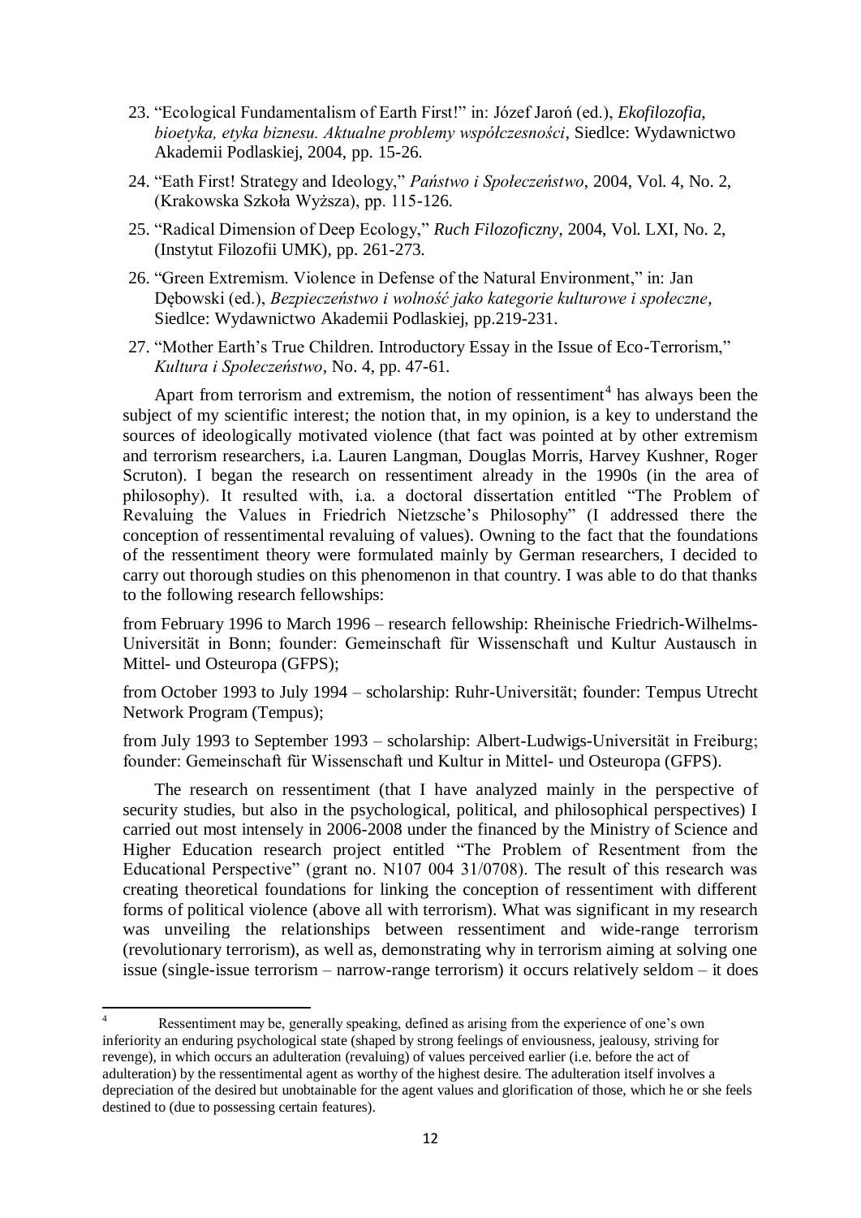23. "Ecological Fundamentalism of Earth First!" in: Józef Jaroń (ed.), *Ekofilozofia, bioetyka, etyka biznesu. Aktualne problemy współczesności*, Siedlce: Wydawnictwo Akademii Podlaskiej, 2004, pp. 15-26.
24. "Eath First! Strategy and Ideology," *Państwo i Społeczeństwo*, 2004, Vol. 4, No. 2, (Krakowska Szkoła Wyższa), pp. 115-126.
25. "Radical Dimension of Deep Ecology," *Ruch Filozoficzny*, 2004, Vol. LXI, No. 2, (Instytut Filozofii UMK), pp. 261-273.
26. "Green Extremism. Violence in Defense of the Natural Environment," in: Jan Dębowski (ed.), *Bezpieczeństwo i wolność jako kategorie kulturowe i społeczne*, Siedlce: Wydawnictwo Akademii Podlaskiej, pp.219-231.
27. "Mother Earth's True Children. Introductory Essay in the Issue of Eco-Terrorism," *Kultura i Społeczeństwo*, No. 4, pp. 47-61.

Apart from terrorism and extremism, the notion of ressentiment[4] has always been the subject of my scientific interest; the notion that, in my opinion, is a key to understand the sources of ideologically motivated violence (that fact was pointed at by other extremism and terrorism researchers, i.a. Lauren Langman, Douglas Morris, Harvey Kushner, Roger Scruton). I began the research on ressentiment already in the 1990s (in the area of philosophy). It resulted with, i.a. a doctoral dissertation entitled "The Problem of Revaluing the Values in Friedrich Nietzsche's Philosophy" (I addressed there the conception of ressentimental revaluing of values). Owning to the fact that the foundations of the ressentiment theory were formulated mainly by German researchers, I decided to carry out thorough studies on this phenomenon in that country. I was able to do that thanks to the following research fellowships:

from February 1996 to March 1996 – research fellowship: Rheinische Friedrich-Wilhelms-Universität in Bonn; founder: Gemeinschaft für Wissenschaft und Kultur Austausch in Mittel- und Osteuropa (GFPS);

from October 1993 to July 1994 – scholarship: Ruhr-Universität; founder: Tempus Utrecht Network Program (Tempus);

from July 1993 to September 1993 – scholarship: Albert-Ludwigs-Universität in Freiburg; founder: Gemeinschaft für Wissenschaft und Kultur in Mittel- und Osteuropa (GFPS).

The research on ressentiment (that I have analyzed mainly in the perspective of security studies, but also in the psychological, political, and philosophical perspectives) I carried out most intensely in 2006-2008 under the financed by the Ministry of Science and Higher Education research project entitled "The Problem of Resentment from the Educational Perspective" (grant no. N107 004 31/0708). The result of this research was creating theoretical foundations for linking the conception of ressentiment with different forms of political violence (above all with terrorism). What was significant in my research was unveiling the relationships between ressentiment and wide-range terrorism (revolutionary terrorism), as well as, demonstrating why in terrorism aiming at solving one issue (single-issue terrorism – narrow-range terrorism) it occurs relatively seldom – it does

[4] Ressentiment may be, generally speaking, defined as arising from the experience of one's own inferiority an enduring psychological state (shaped by strong feelings of enviousness, jealousy, striving for revenge), in which occurs an adulteration (revaluing) of values perceived earlier (i.e. before the act of adulteration) by the ressentimental agent as worthy of the highest desire. The adulteration itself involves a depreciation of the desired but unobtainable for the agent values and glorification of those, which he or she feels destined to (due to possessing certain features).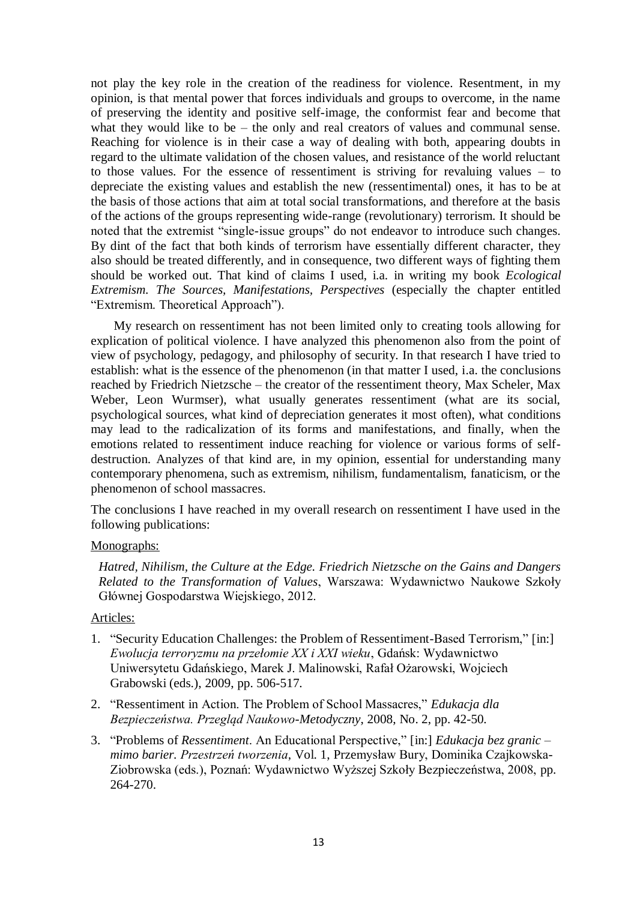not play the key role in the creation of the readiness for violence. Resentment, in my opinion, is that mental power that forces individuals and groups to overcome, in the name of preserving the identity and positive self-image, the conformist fear and become that what they would like to be – the only and real creators of values and communal sense. Reaching for violence is in their case a way of dealing with both, appearing doubts in regard to the ultimate validation of the chosen values, and resistance of the world reluctant to those values. For the essence of ressentiment is striving for revaluing values – to depreciate the existing values and establish the new (ressentimental) ones, it has to be at the basis of those actions that aim at total social transformations, and therefore at the basis of the actions of the groups representing wide-range (revolutionary) terrorism. It should be noted that the extremist "single-issue groups" do not endeavor to introduce such changes. By dint of the fact that both kinds of terrorism have essentially different character, they also should be treated differently, and in consequence, two different ways of fighting them should be worked out. That kind of claims I used, i.a. in writing my book *Ecological Extremism. The Sources, Manifestations, Perspectives* (especially the chapter entitled "Extremism. Theoretical Approach").

My research on ressentiment has not been limited only to creating tools allowing for explication of political violence. I have analyzed this phenomenon also from the point of view of psychology, pedagogy, and philosophy of security. In that research I have tried to establish: what is the essence of the phenomenon (in that matter I used, i.a. the conclusions reached by Friedrich Nietzsche – the creator of the ressentiment theory, Max Scheler, Max Weber, Leon Wurmser), what usually generates ressentiment (what are its social, psychological sources, what kind of depreciation generates it most often), what conditions may lead to the radicalization of its forms and manifestations, and finally, when the emotions related to ressentiment induce reaching for violence or various forms of self-destruction. Analyzes of that kind are, in my opinion, essential for understanding many contemporary phenomena, such as extremism, nihilism, fundamentalism, fanaticism, or the phenomenon of school massacres.

The conclusions I have reached in my overall research on ressentiment I have used in the following publications:

Monographs:

*Hatred, Nihilism, the Culture at the Edge. Friedrich Nietzsche on the Gains and Dangers Related to the Transformation of Values*, Warszawa: Wydawnictwo Naukowe Szkoły Głównej Gospodarstwa Wiejskiego, 2012.

Articles:

1. "Security Education Challenges: the Problem of Ressentiment-Based Terrorism," [in:] *Ewolucja terroryzmu na przełomie XX i XXI wieku*, Gdańsk: Wydawnictwo Uniwersytetu Gdańskiego, Marek J. Malinowski, Rafał Ożarowski, Wojciech Grabowski (eds.), 2009, pp. 506-517.
2. "Ressentiment in Action. The Problem of School Massacres," *Edukacja dla Bezpieczeństwa. Przegląd Naukowo-Metodyczny*, 2008, No. 2, pp. 42-50.
3. "Problems of *Ressentiment*. An Educational Perspective," [in:] *Edukacja bez granic – mimo barier. Przestrzeń tworzenia*, Vol. 1, Przemysław Bury, Dominika Czajkowska-Ziobrowska (eds.), Poznań: Wydawnictwo Wyższej Szkoły Bezpieczeństwa, 2008, pp. 264-270.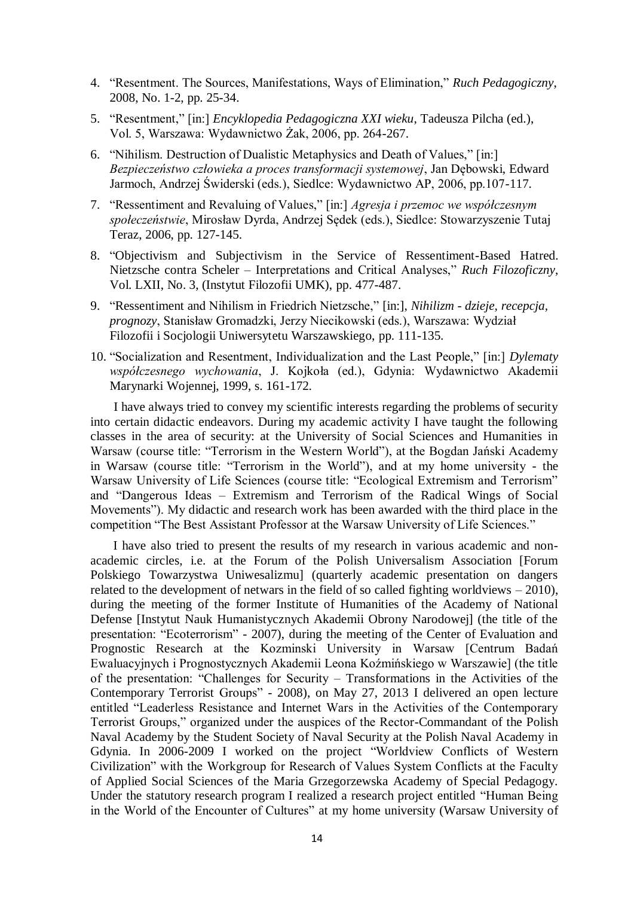4. "Resentment. The Sources, Manifestations, Ways of Elimination," *Ruch Pedagogiczny*, 2008, No. 1-2, pp. 25-34.
5. "Resentment," [in:] *Encyklopedia Pedagogiczna XXI wieku*, Tadeusza Pilcha (ed.), Vol. 5, Warszawa: Wydawnictwo Żak, 2006, pp. 264-267.
6. "Nihilism. Destruction of Dualistic Metaphysics and Death of Values," [in:] *Bezpieczeństwo człowieka a proces transformacji systemowej*, Jan Dębowski, Edward Jarmoch, Andrzej Świderski (eds.), Siedlce: Wydawnictwo AP, 2006, pp.107-117.
7. "Ressentiment and Revaluing of Values," [in:] *Agresja i przemoc we współczesnym społeczeństwie*, Mirosław Dyrda, Andrzej Sędek (eds.), Siedlce: Stowarzyszenie Tutaj Teraz, 2006, pp. 127-145.
8. "Objectivism and Subjectivism in the Service of Ressentiment-Based Hatred. Nietzsche contra Scheler – Interpretations and Critical Analyses," *Ruch Filozoficzny*, Vol. LXII, No. 3, (Instytut Filozofii UMK), pp. 477-487.
9. "Ressentiment and Nihilism in Friedrich Nietzsche," [in:], *Nihilizm - dzieje, recepcja, prognozy*, Stanisław Gromadzki, Jerzy Niecikowski (eds.), Warszawa: Wydział Filozofii i Socjologii Uniwersytetu Warszawskiego, pp. 111-135.
10. "Socialization and Resentment, Individualization and the Last People," [in:] *Dylematy współczesnego wychowania*, J. Kojkoła (ed.), Gdynia: Wydawnictwo Akademii Marynarki Wojennej, 1999, s. 161-172.

I have always tried to convey my scientific interests regarding the problems of security into certain didactic endeavors. During my academic activity I have taught the following classes in the area of security: at the University of Social Sciences and Humanities in Warsaw (course title: "Terrorism in the Western World"), at the Bogdan Jański Academy in Warsaw (course title: "Terrorism in the World"), and at my home university - the Warsaw University of Life Sciences (course title: "Ecological Extremism and Terrorism" and "Dangerous Ideas – Extremism and Terrorism of the Radical Wings of Social Movements"). My didactic and research work has been awarded with the third place in the competition "The Best Assistant Professor at the Warsaw University of Life Sciences."

I have also tried to present the results of my research in various academic and non-academic circles, i.e. at the Forum of the Polish Universalism Association [Forum Polskiego Towarzystwa Uniwesalizmu] (quarterly academic presentation on dangers related to the development of netwars in the field of so called fighting worldviews – 2010), during the meeting of the former Institute of Humanities of the Academy of National Defense [Instytut Nauk Humanistycznych Akademii Obrony Narodowej] (the title of the presentation: "Ecoterrorism" - 2007), during the meeting of the Center of Evaluation and Prognostic Research at the Kozminski University in Warsaw [Centrum Badań Ewaluacyjnych i Prognostycznych Akademii Leona Koźmińskiego w Warszawie] (the title of the presentation: "Challenges for Security – Transformations in the Activities of the Contemporary Terrorist Groups" - 2008), on May 27, 2013 I delivered an open lecture entitled "Leaderless Resistance and Internet Wars in the Activities of the Contemporary Terrorist Groups," organized under the auspices of the Rector-Commandant of the Polish Naval Academy by the Student Society of Naval Security at the Polish Naval Academy in Gdynia. In 2006-2009 I worked on the project "Worldview Conflicts of Western Civilization" with the Workgroup for Research of Values System Conflicts at the Faculty of Applied Social Sciences of the Maria Grzegorzewska Academy of Special Pedagogy. Under the statutory research program I realized a research project entitled "Human Being in the World of the Encounter of Cultures" at my home university (Warsaw University of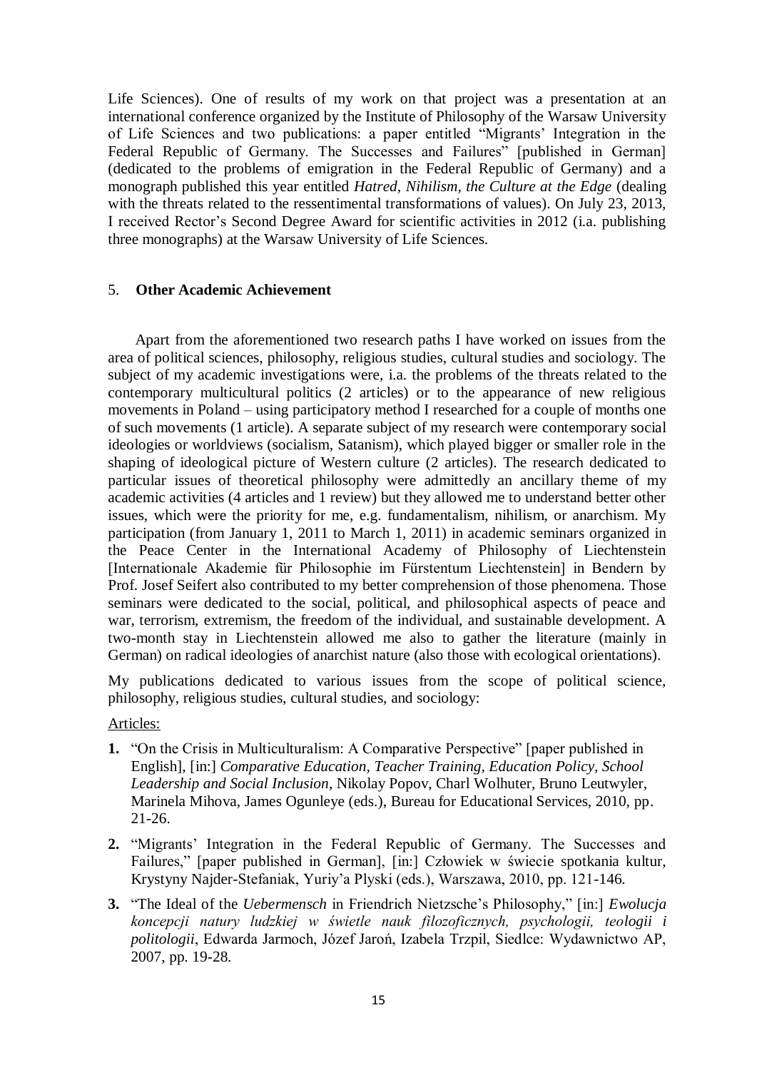Life Sciences). One of results of my work on that project was a presentation at an international conference organized by the Institute of Philosophy of the Warsaw University of Life Sciences and two publications: a paper entitled "Migrants' Integration in the Federal Republic of Germany. The Successes and Failures" [published in German] (dedicated to the problems of emigration in the Federal Republic of Germany) and a monograph published this year entitled *Hatred, Nihilism, the Culture at the Edge* (dealing with the threats related to the ressentimental transformations of values). On July 23, 2013, I received Rector's Second Degree Award for scientific activities in 2012 (i.a. publishing three monographs) at the Warsaw University of Life Sciences.

## 5. **Other Academic Achievement**

Apart from the aforementioned two research paths I have worked on issues from the area of political sciences, philosophy, religious studies, cultural studies and sociology. The subject of my academic investigations were, i.a. the problems of the threats related to the contemporary multicultural politics (2 articles) or to the appearance of new religious movements in Poland – using participatory method I researched for a couple of months one of such movements (1 article). A separate subject of my research were contemporary social ideologies or worldviews (socialism, Satanism), which played bigger or smaller role in the shaping of ideological picture of Western culture (2 articles). The research dedicated to particular issues of theoretical philosophy were admittedly an ancillary theme of my academic activities (4 articles and 1 review) but they allowed me to understand better other issues, which were the priority for me, e.g. fundamentalism, nihilism, or anarchism. My participation (from January 1, 2011 to March 1, 2011) in academic seminars organized in the Peace Center in the International Academy of Philosophy of Liechtenstein [Internationale Akademie für Philosophie im Fürstentum Liechtenstein] in Bendern by Prof. Josef Seifert also contributed to my better comprehension of those phenomena. Those seminars were dedicated to the social, political, and philosophical aspects of peace and war, terrorism, extremism, the freedom of the individual, and sustainable development. A two-month stay in Liechtenstein allowed me also to gather the literature (mainly in German) on radical ideologies of anarchist nature (also those with ecological orientations).

My publications dedicated to various issues from the scope of political science, philosophy, religious studies, cultural studies, and sociology:

Articles:

1. "On the Crisis in Multiculturalism: A Comparative Perspective" [paper published in English], [in:] *Comparative Education, Teacher Training, Education Policy, School Leadership and Social Inclusion*, Nikolay Popov, Charl Wolhuter, Bruno Leutwyler, Marinela Mihova, James Ogunleye (eds.), Bureau for Educational Services, 2010, pp. 21-26.
2. "Migrants' Integration in the Federal Republic of Germany. The Successes and Failures," [paper published in German], [in:] Człowiek w świecie spotkania kultur, Krystyny Najder-Stefaniak, Yuriy'a Plyski (eds.), Warszawa, 2010, pp. 121-146.
3. "The Ideal of the *Uebermensch* in Friendrich Nietzsche's Philosophy," [in:] *Ewolucja koncepcji natury ludzkiej w świetle nauk filozoficznych, psychologii, teologii i politologii*, Edwarda Jarmoch, Józef Jaroń, Izabela Trzpil, Siedlce: Wydawnictwo AP, 2007, pp. 19-28.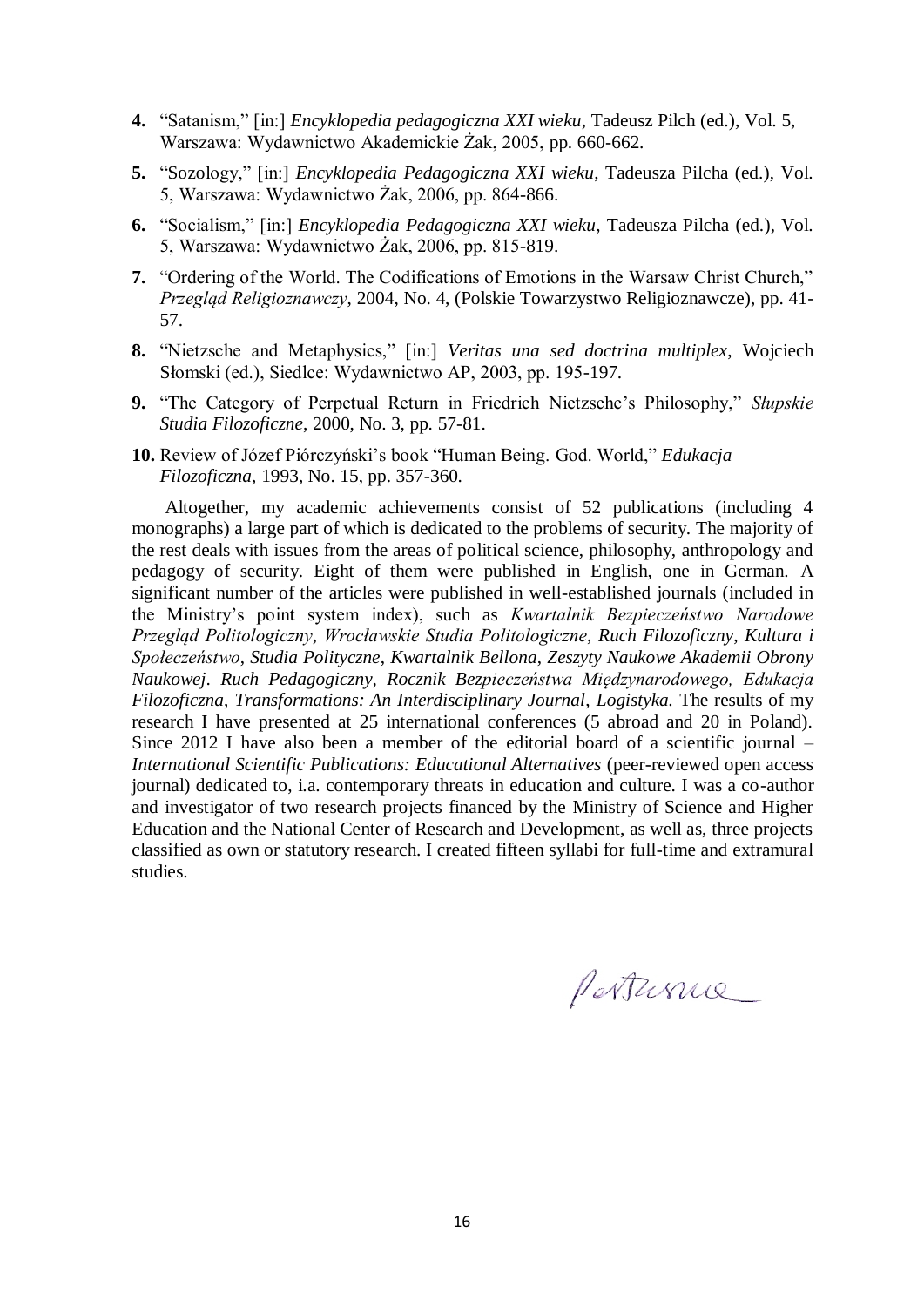**4.** "Satanism," [in:] *Encyklopedia pedagogiczna XXI wieku*, Tadeusz Pilch (ed.), Vol. 5, Warszawa: Wydawnictwo Akademickie Żak, 2005, pp. 660-662.

**5.** "Sozology," [in:] *Encyklopedia Pedagogiczna XXI wieku*, Tadeusza Pilcha (ed.), Vol. 5, Warszawa: Wydawnictwo Żak, 2006, pp. 864-866.

**6.** "Socialism," [in:] *Encyklopedia Pedagogiczna XXI wieku*, Tadeusza Pilcha (ed.), Vol. 5, Warszawa: Wydawnictwo Żak, 2006, pp. 815-819.

**7.** "Ordering of the World. The Codifications of Emotions in the Warsaw Christ Church," *Przegląd Religioznawczy*, 2004, No. 4, (Polskie Towarzystwo Religioznawcze), pp. 41-57.

**8.** "Nietzsche and Metaphysics," [in:] *Veritas una sed doctrina multiplex*, Wojciech Słomski (ed.), Siedlce: Wydawnictwo AP, 2003, pp. 195-197.

**9.** "The Category of Perpetual Return in Friedrich Nietzsche's Philosophy," *Słupskie Studia Filozoficzne*, 2000, No. 3, pp. 57-81.

**10.** Review of Józef Piórczyński's book "Human Being. God. World," *Edukacja Filozoficzna*, 1993, No. 15, pp. 357-360.

Altogether, my academic achievements consist of 52 publications (including 4 monographs) a large part of which is dedicated to the problems of security. The majority of the rest deals with issues from the areas of political science, philosophy, anthropology and pedagogy of security. Eight of them were published in English, one in German. A significant number of the articles were published in well-established journals (included in the Ministry's point system index), such as *Kwartalnik Bezpieczeństwo Narodowe Przegląd Politologiczny*, *Wrocławskie Studia Politologiczne*, *Ruch Filozoficzny*, *Kultura i Społeczeństwo*, *Studia Polityczne*, *Kwartalnik Bellona*, *Zeszyty Naukowe Akademii Obrony Naukowej*. *Ruch Pedagogiczny, Rocznik Bezpieczeństwa Międzynarodowego, Edukacja Filozoficzna*, *Transformations: An Interdisciplinary Journal*, *Logistyka.* The results of my research I have presented at 25 international conferences (5 abroad and 20 in Poland). Since 2012 I have also been a member of the editorial board of a scientific journal – *International Scientific Publications: Educational Alternatives* (peer-reviewed open access journal) dedicated to, i.a. contemporary threats in education and culture. I was a co-author and investigator of two research projects financed by the Ministry of Science and Higher Education and the National Center of Research and Development, as well as, three projects classified as own or statutory research. I created fifteen syllabi for full-time and extramural studies.